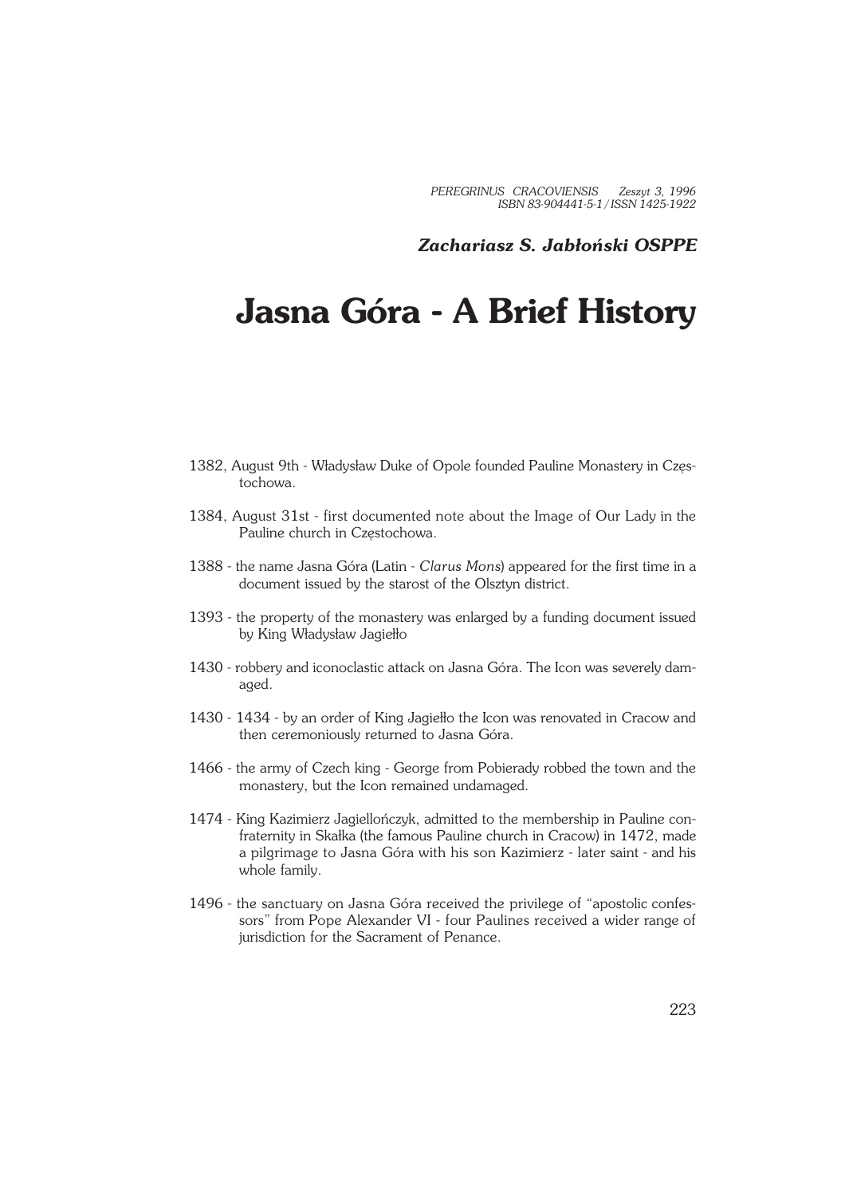*Zachariasz S. Jabłoński OSPPE*

# Jasna Góra - A Brief History

1382, August 9th - Władysław Duke of Opole founded Pauline Monastery in Częstochowa.

1384, August 31st - first documented note about the Image of Our Lady in the Pauline church in Częstochowa.

1388 - the name Jasna Góra (Latin - *Clarus Mons*) appeared for the first time in a document issued by the starost of the Olsztyn district.

1393 - the property of the monastery was enlarged by a funding document issued by King Władysław Jagiełło

1430 - robbery and iconoclastic attack on Jasna Góra. The Icon was severely damaged.

1430 - 1434 - by an order of King Jagiełło the Icon was renovated in Cracow and then ceremoniously returned to Jasna Góra.

1466 - the army of Czech king - George from Pobierady robbed the town and the monastery, but the Icon remained undamaged.

1474 - King Kazimierz Jagiellończyk, admitted to the membership in Pauline confraternity in Skałka (the famous Pauline church in Cracow) in 1472, made a pilgrimage to Jasna Góra with his son Kazimierz - later saint - and his whole family.

1496 - the sanctuary on Jasna Góra received the privilege of "apostolic confessors" from Pope Alexander VI - four Paulines received a wider range of jurisdiction for the Sacrament of Penance.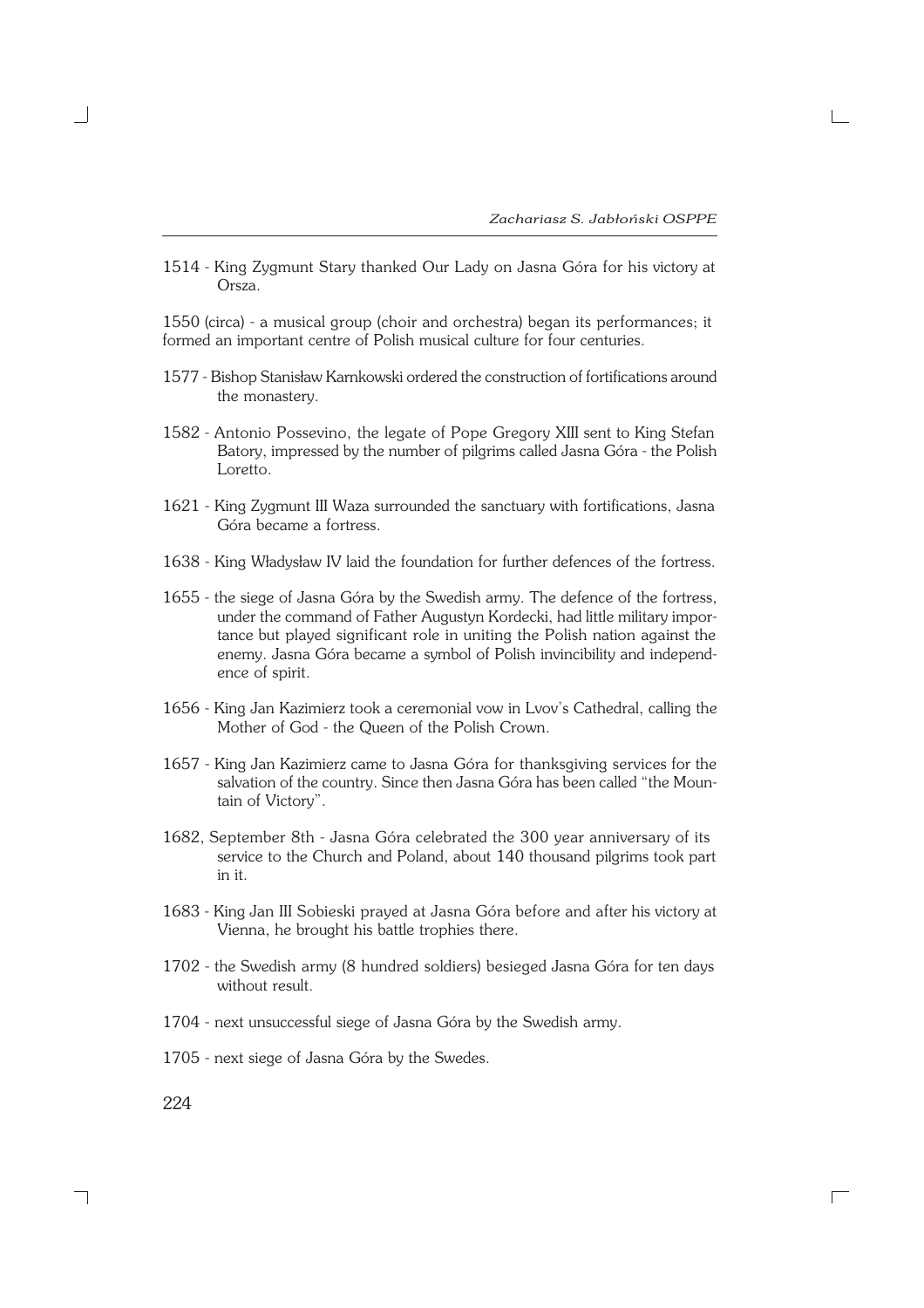1514 - King Zygmunt Stary thanked Our Lady on Jasna Góra for his victory at Orsza.

1550 (circa) - a musical group (choir and orchestra) began its performances; it formed an important centre of Polish musical culture for four centuries.

1577 - Bishop Stanisław Karnkowski ordered the construction of fortifications around the monastery.

1582 - Antonio Possevino, the legate of Pope Gregory XIII sent to King Stefan Batory, impressed by the number of pilgrims called Jasna Góra - the Polish Loretto.

1621 - King Zygmunt III Waza surrounded the sanctuary with fortifications, Jasna Góra became a fortress.

1638 - King Władysław IV laid the foundation for further defences of the fortress.

1655 - the siege of Jasna Góra by the Swedish army. The defence of the fortress, under the command of Father Augustyn Kordecki, had little military importance but played significant role in uniting the Polish nation against the enemy. Jasna Góra became a symbol of Polish invincibility and independence of spirit.

1656 - King Jan Kazimierz took a ceremonial vow in Lvov's Cathedral, calling the Mother of God - the Queen of the Polish Crown.

1657 - King Jan Kazimierz came to Jasna Góra for thanksgiving services for the salvation of the country. Since then Jasna Góra has been called "the Mountain of Victory".

1682, September 8th - Jasna Góra celebrated the 300 year anniversary of its service to the Church and Poland, about 140 thousand pilgrims took part in it.

1683 - King Jan III Sobieski prayed at Jasna Góra before and after his victory at Vienna, he brought his battle trophies there.

1702 - the Swedish army (8 hundred soldiers) besieged Jasna Góra for ten days without result.

1704 - next unsuccessful siege of Jasna Góra by the Swedish army.

1705 - next siege of Jasna Góra by the Swedes.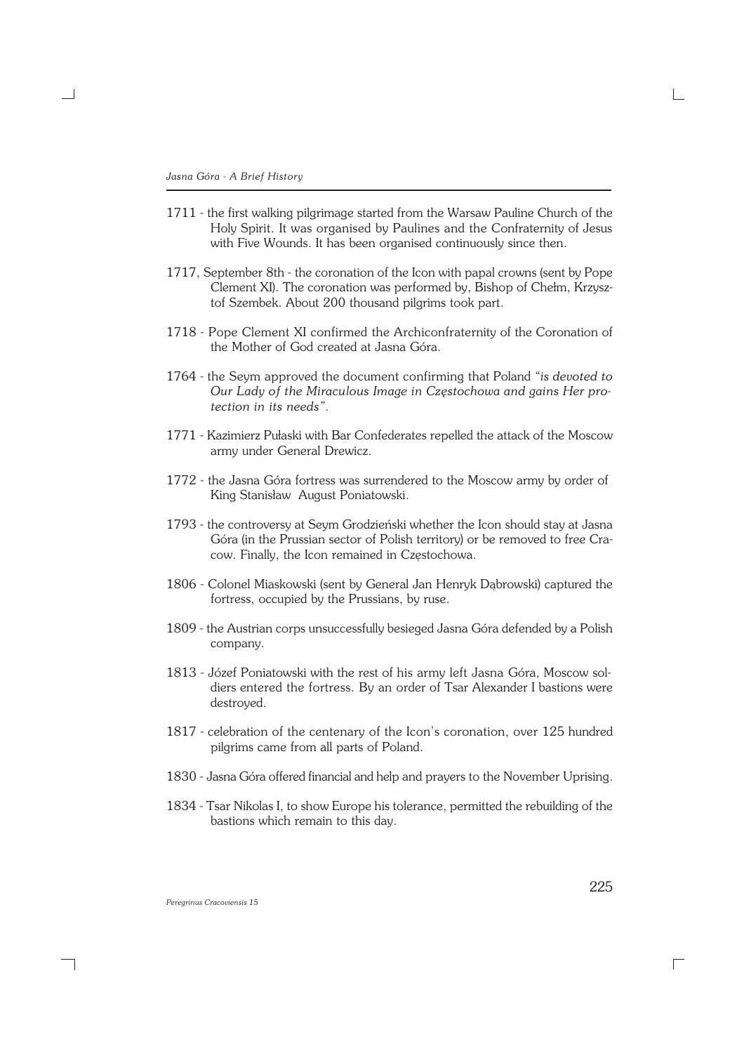1711 - the first walking pilgrimage started from the Warsaw Pauline Church of the Holy Spirit. It was organised by Paulines and the Confraternity of Jesus with Five Wounds. It has been organised continuously since then.

1717, September 8th - the coronation of the Icon with papal crowns (sent by Pope Clement XI). The coronation was performed by, Bishop of Chełm, Krzysztof Szembek. About 200 thousand pilgrims took part.

1718 - Pope Clement XI confirmed the Archiconfraternity of the Coronation of the Mother of God created at Jasna Góra.

1764 - the Seym approved the document confirming that Poland *"is devoted to Our Lady of the Miraculous Image in Częstochowa and gains Her protection in its needs"*.

1771 - Kazimierz Pułaski with Bar Confederates repelled the attack of the Moscow army under General Drewicz.

1772 - the Jasna Góra fortress was surrendered to the Moscow army by order of King Stanisław August Poniatowski.

1793 - the controversy at Seym Grodzieński whether the Icon should stay at Jasna Góra (in the Prussian sector of Polish territory) or be removed to free Cracow. Finally, the Icon remained in Częstochowa.

1806 - Colonel Miaskowski (sent by General Jan Henryk Dąbrowski) captured the fortress, occupied by the Prussians, by ruse.

1809 - the Austrian corps unsuccessfully besieged Jasna Góra defended by a Polish company.

1813 - Józef Poniatowski with the rest of his army left Jasna Góra, Moscow soldiers entered the fortress. By an order of Tsar Alexander I bastions were destroyed.

1817 - celebration of the centenary of the Icon's coronation, over 125 hundred pilgrims came from all parts of Poland.

1830 - Jasna Góra offered financial and help and prayers to the November Uprising.

1834 - Tsar Nikolas I, to show Europe his tolerance, permitted the rebuilding of the bastions which remain to this day.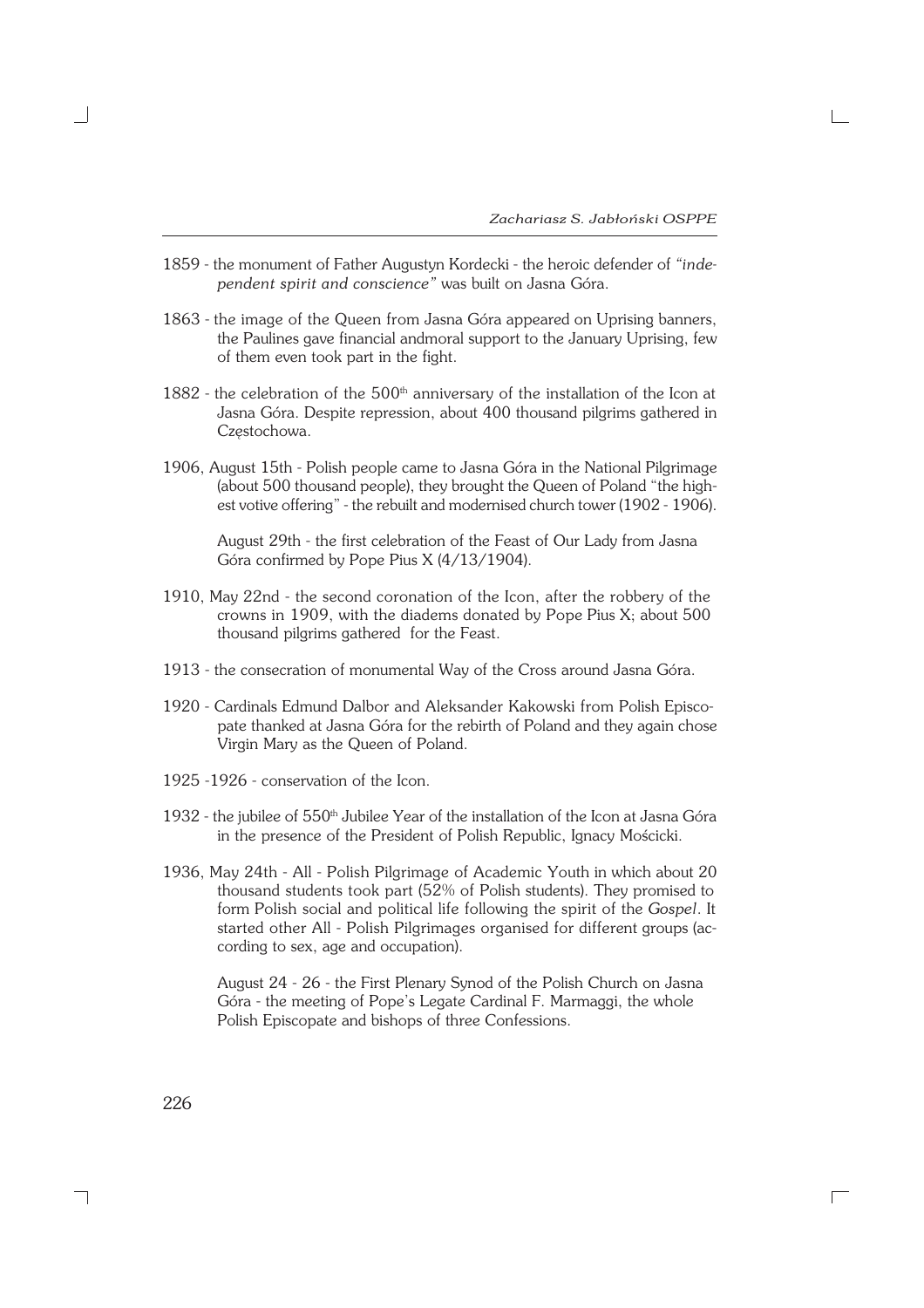1859 - the monument of Father Augustyn Kordecki - the heroic defender of *"independent spirit and conscience"* was built on Jasna Góra.

1863 - the image of the Queen from Jasna Góra appeared on Uprising banners, the Paulines gave financial andmoral support to the January Uprising, few of them even took part in the fight.

1882 - the celebration of the 500th anniversary of the installation of the Icon at Jasna Góra. Despite repression, about 400 thousand pilgrims gathered in Częstochowa.

1906, August 15th - Polish people came to Jasna Góra in the National Pilgrimage (about 500 thousand people), they brought the Queen of Poland "the highest votive offering" - the rebuilt and modernised church tower (1902 - 1906).

August 29th - the first celebration of the Feast of Our Lady from Jasna Góra confirmed by Pope Pius X (4/13/1904).

1910, May 22nd - the second coronation of the Icon, after the robbery of the crowns in 1909, with the diadems donated by Pope Pius X; about 500 thousand pilgrims gathered for the Feast.

1913 - the consecration of monumental Way of the Cross around Jasna Góra.

1920 - Cardinals Edmund Dalbor and Aleksander Kakowski from Polish Episcopate thanked at Jasna Góra for the rebirth of Poland and they again chose Virgin Mary as the Queen of Poland.

1925 -1926 - conservation of the Icon.

1932 - the jubilee of 550th Jubilee Year of the installation of the Icon at Jasna Góra in the presence of the President of Polish Republic, Ignacy Mościcki.

1936, May 24th - All - Polish Pilgrimage of Academic Youth in which about 20 thousand students took part (52% of Polish students). They promised to form Polish social and political life following the spirit of the *Gospel*. It started other All - Polish Pilgrimages organised for different groups (according to sex, age and occupation).

August 24 - 26 - the First Plenary Synod of the Polish Church on Jasna Góra - the meeting of Pope's Legate Cardinal F. Marmaggi, the whole Polish Episcopate and bishops of three Confessions.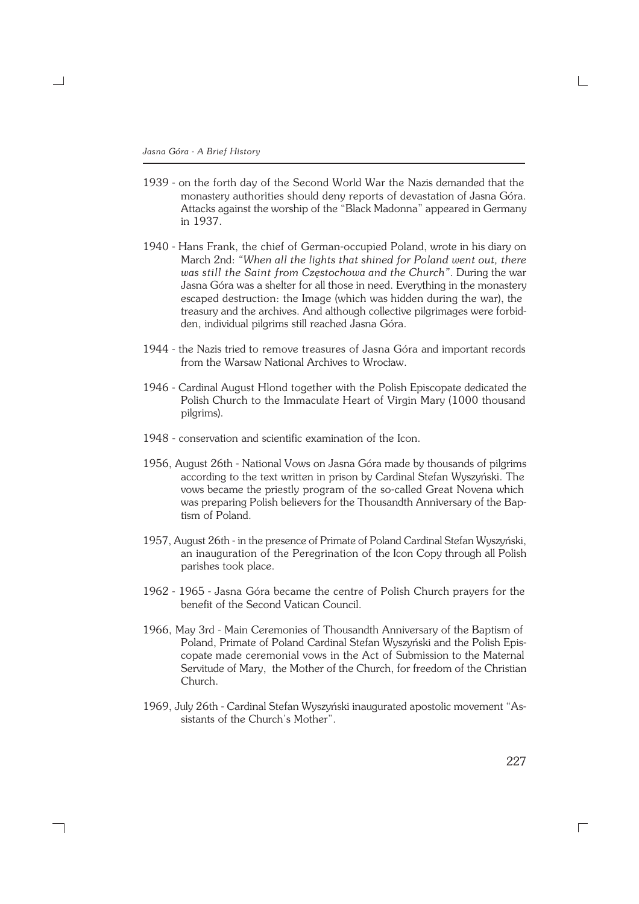1939 - on the forth day of the Second World War the Nazis demanded that the monastery authorities should deny reports of devastation of Jasna Góra. Attacks against the worship of the "Black Madonna" appeared in Germany in 1937.

1940 - Hans Frank, the chief of German-occupied Poland, wrote in his diary on March 2nd: *"When all the lights that shined for Poland went out, there was still the Saint from Częstochowa and the Church"*. During the war Jasna Góra was a shelter for all those in need. Everything in the monastery escaped destruction: the Image (which was hidden during the war), the treasury and the archives. And although collective pilgrimages were forbidden, individual pilgrims still reached Jasna Góra.

1944 - the Nazis tried to remove treasures of Jasna Góra and important records from the Warsaw National Archives to Wrocław.

1946 - Cardinal August Hlond together with the Polish Episcopate dedicated the Polish Church to the Immaculate Heart of Virgin Mary (1000 thousand pilgrims).

1948 - conservation and scientific examination of the Icon.

1956, August 26th - National Vows on Jasna Góra made by thousands of pilgrims according to the text written in prison by Cardinal Stefan Wyszyński. The vows became the priestly program of the so-called Great Novena which was preparing Polish believers for the Thousandth Anniversary of the Baptism of Poland.

1957, August 26th - in the presence of Primate of Poland Cardinal Stefan Wyszyński, an inauguration of the Peregrination of the Icon Copy through all Polish parishes took place.

1962 - 1965 - Jasna Góra became the centre of Polish Church prayers for the benefit of the Second Vatican Council.

1966, May 3rd - Main Ceremonies of Thousandth Anniversary of the Baptism of Poland, Primate of Poland Cardinal Stefan Wyszyński and the Polish Episcopate made ceremonial vows in the Act of Submission to the Maternal Servitude of Mary, the Mother of the Church, for freedom of the Christian Church.

1969, July 26th - Cardinal Stefan Wyszyński inaugurated apostolic movement "Assistants of the Church's Mother".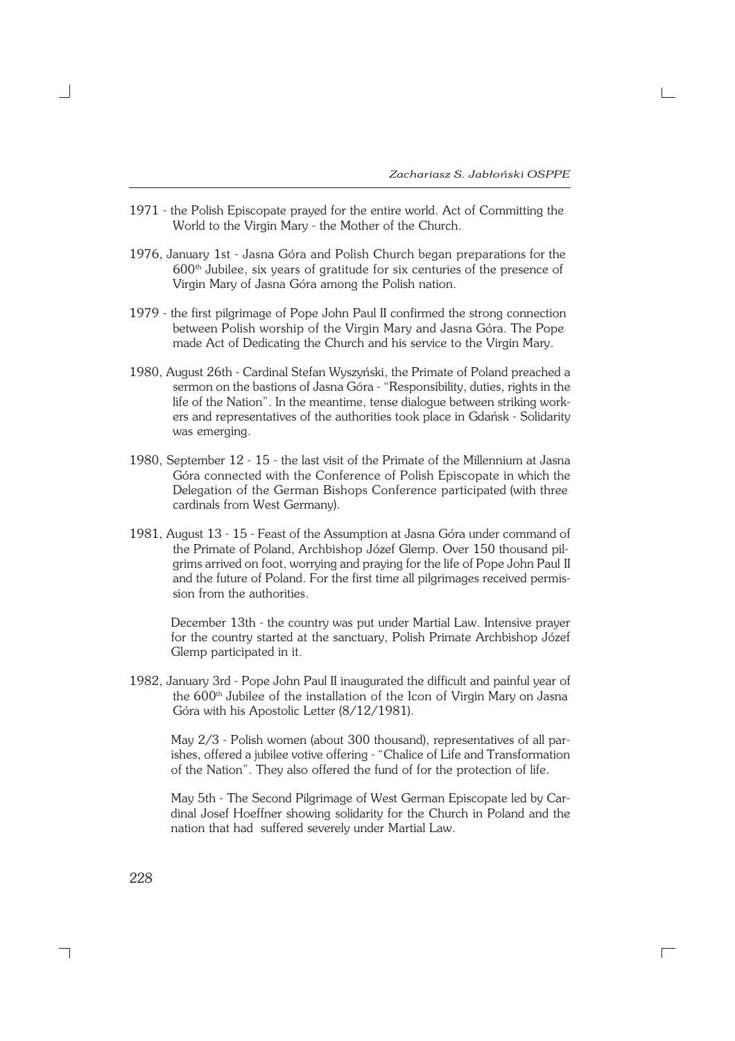1971 - the Polish Episcopate prayed for the entire world. Act of Committing the World to the Virgin Mary - the Mother of the Church.

1976, January 1st - Jasna Góra and Polish Church began preparations for the 600th Jubilee, six years of gratitude for six centuries of the presence of Virgin Mary of Jasna Góra among the Polish nation.

1979 - the first pilgrimage of Pope John Paul II confirmed the strong connection between Polish worship of the Virgin Mary and Jasna Góra. The Pope made Act of Dedicating the Church and his service to the Virgin Mary.

1980, August 26th - Cardinal Stefan Wyszyński, the Primate of Poland preached a sermon on the bastions of Jasna Góra - "Responsibility, duties, rights in the life of the Nation". In the meantime, tense dialogue between striking workers and representatives of the authorities took place in Gdańsk - Solidarity was emerging.

1980, September 12 - 15 - the last visit of the Primate of the Millennium at Jasna Góra connected with the Conference of Polish Episcopate in which the Delegation of the German Bishops Conference participated (with three cardinals from West Germany).

1981, August 13 - 15 - Feast of the Assumption at Jasna Góra under command of the Primate of Poland, Archbishop Józef Glemp. Over 150 thousand pilgrims arrived on foot, worrying and praying for the life of Pope John Paul II and the future of Poland. For the first time all pilgrimages received permission from the authorities.

December 13th - the country was put under Martial Law. Intensive prayer for the country started at the sanctuary, Polish Primate Archbishop Józef Glemp participated in it.

1982, January 3rd - Pope John Paul II inaugurated the difficult and painful year of the 600th Jubilee of the installation of the Icon of Virgin Mary on Jasna Góra with his Apostolic Letter (8/12/1981).

May 2/3 - Polish women (about 300 thousand), representatives of all parishes, offered a jubilee votive offering - "Chalice of Life and Transformation of the Nation". They also offered the fund of for the protection of life.

May 5th - The Second Pilgrimage of West German Episcopate led by Cardinal Josef Hoeffner showing solidarity for the Church in Poland and the nation that had suffered severely under Martial Law.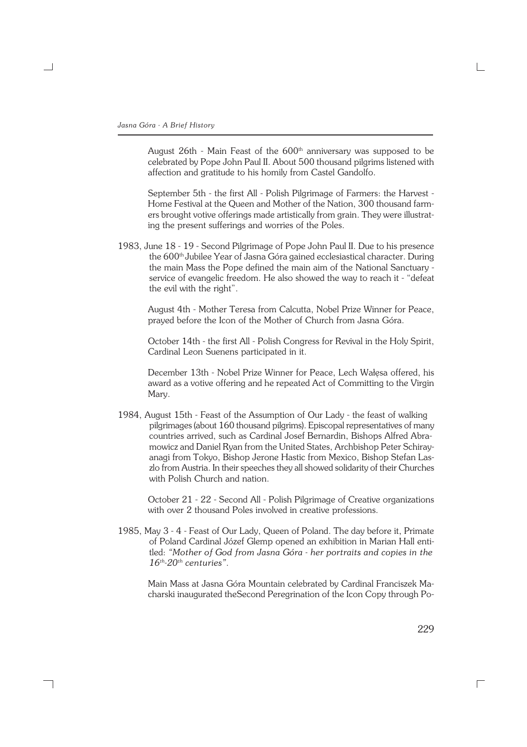August 26th - Main Feast of the 600th anniversary was supposed to be celebrated by Pope John Paul II. About 500 thousand pilgrims listened with affection and gratitude to his homily from Castel Gandolfo.

September 5th - the first All - Polish Pilgrimage of Farmers: the Harvest - Home Festival at the Queen and Mother of the Nation, 300 thousand farmers brought votive offerings made artistically from grain. They were illustrating the present sufferings and worries of the Poles.

1983, June 18 - 19 - Second Pilgrimage of Pope John Paul II. Due to his presence the 600th Jubilee Year of Jasna Góra gained ecclesiastical character. During the main Mass the Pope defined the main aim of the National Sanctuary - service of evangelic freedom. He also showed the way to reach it - "defeat the evil with the right".

August 4th - Mother Teresa from Calcutta, Nobel Prize Winner for Peace, prayed before the Icon of the Mother of Church from Jasna Góra.

October 14th - the first All - Polish Congress for Revival in the Holy Spirit, Cardinal Leon Suenens participated in it.

December 13th - Nobel Prize Winner for Peace, Lech Wałęsa offered, his award as a votive offering and he repeated Act of Committing to the Virgin Mary.

1984, August 15th - Feast of the Assumption of Our Lady - the feast of walking pilgrimages (about 160 thousand pilgrims). Episcopal representatives of many countries arrived, such as Cardinal Josef Bernardin, Bishops Alfred Abramowicz and Daniel Ryan from the United States, Archbishop Peter Schirayanagi from Tokyo, Bishop Jerone Hastic from Mexico, Bishop Stefan Laszlo from Austria. In their speeches they all showed solidarity of their Churches with Polish Church and nation.

October 21 - 22 - Second All - Polish Pilgrimage of Creative organizations with over 2 thousand Poles involved in creative professions.

1985, May 3 - 4 - Feast of Our Lady, Queen of Poland. The day before it, Primate of Poland Cardinal Józef Glemp opened an exhibition in Marian Hall entitled: *"Mother of God from Jasna Góra - her portraits and copies in the 16th-20th centuries".*

Main Mass at Jasna Góra Mountain celebrated by Cardinal Franciszek Macharski inaugurated theSecond Peregrination of the Icon Copy through Po-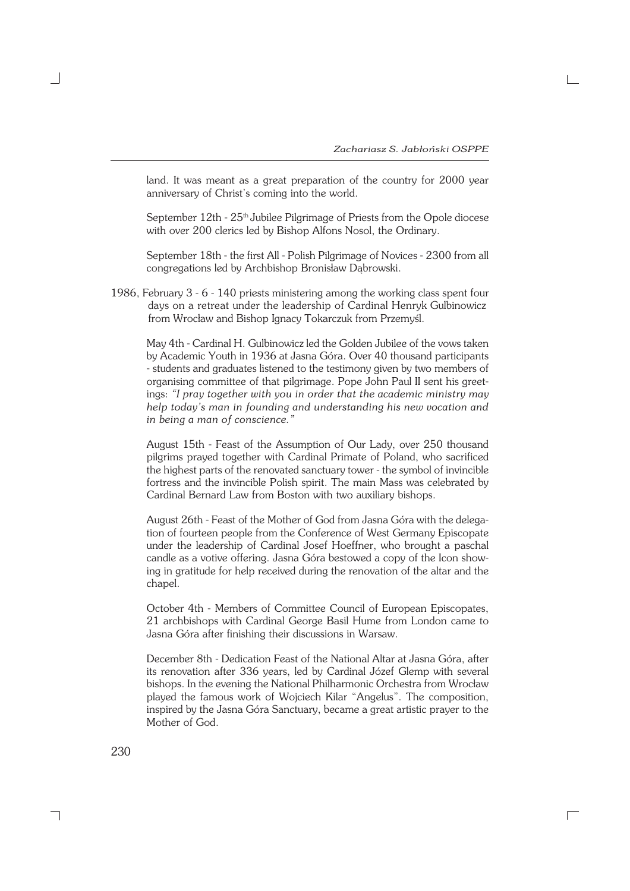land. It was meant as a great preparation of the country for 2000 year anniversary of Christ's coming into the world.

September 12th - 25th Jubilee Pilgrimage of Priests from the Opole diocese with over 200 clerics led by Bishop Alfons Nosol, the Ordinary.

September 18th - the first All - Polish Pilgrimage of Novices - 2300 from all congregations led by Archbishop Bronisław Dąbrowski.

1986, February 3 - 6 - 140 priests ministering among the working class spent four days on a retreat under the leadership of Cardinal Henryk Gulbinowicz from Wrocław and Bishop Ignacy Tokarczuk from Przemyśl.

May 4th - Cardinal H. Gulbinowicz led the Golden Jubilee of the vows taken by Academic Youth in 1936 at Jasna Góra. Over 40 thousand participants - students and graduates listened to the testimony given by two members of organising committee of that pilgrimage. Pope John Paul II sent his greetings: *"I pray together with you in order that the academic ministry may help today's man in founding and understanding his new vocation and in being a man of conscience."*

August 15th - Feast of the Assumption of Our Lady, over 250 thousand pilgrims prayed together with Cardinal Primate of Poland, who sacrificed the highest parts of the renovated sanctuary tower - the symbol of invincible fortress and the invincible Polish spirit. The main Mass was celebrated by Cardinal Bernard Law from Boston with two auxiliary bishops.

August 26th - Feast of the Mother of God from Jasna Góra with the delegation of fourteen people from the Conference of West Germany Episcopate under the leadership of Cardinal Josef Hoeffner, who brought a paschal candle as a votive offering. Jasna Góra bestowed a copy of the Icon showing in gratitude for help received during the renovation of the altar and the chapel.

October 4th - Members of Committee Council of European Episcopates, 21 archbishops with Cardinal George Basil Hume from London came to Jasna Góra after finishing their discussions in Warsaw.

December 8th - Dedication Feast of the National Altar at Jasna Góra, after its renovation after 336 years, led by Cardinal Józef Glemp with several bishops. In the evening the National Philharmonic Orchestra from Wrocław played the famous work of Wojciech Kilar "Angelus". The composition, inspired by the Jasna Góra Sanctuary, became a great artistic prayer to the Mother of God.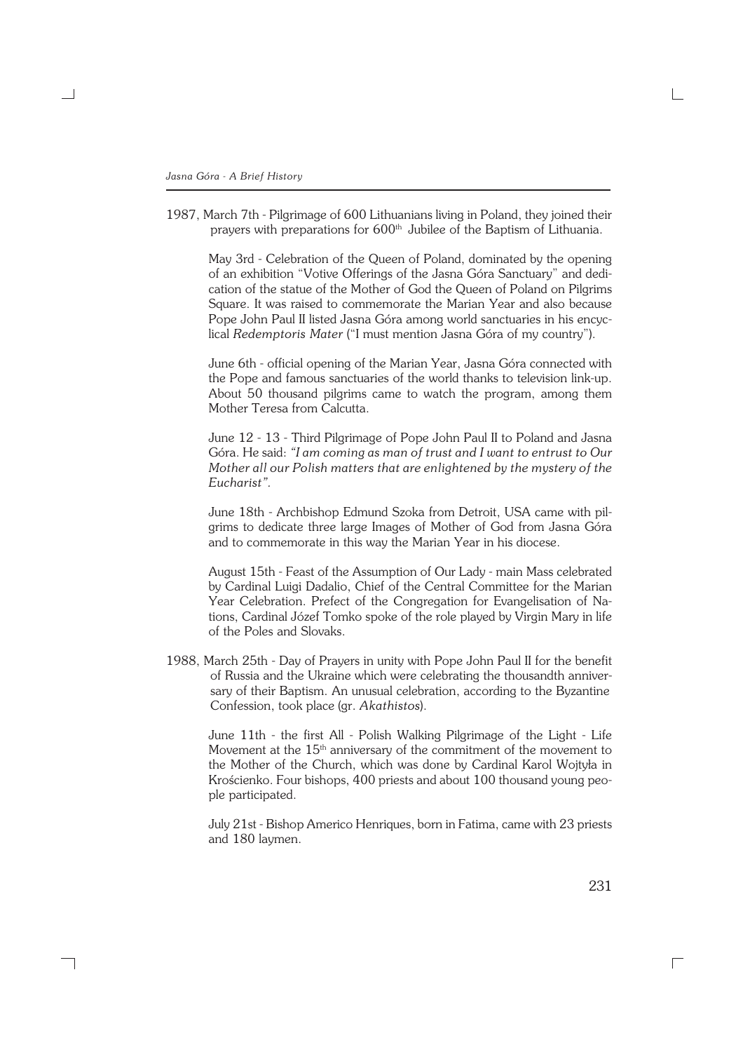1987, March 7th - Pilgrimage of 600 Lithuanians living in Poland, they joined their prayers with preparations for 600$^{th}$ Jubilee of the Baptism of Lithuania.

May 3rd - Celebration of the Queen of Poland, dominated by the opening of an exhibition "Votive Offerings of the Jasna Góra Sanctuary" and dedication of the statue of the Mother of God the Queen of Poland on Pilgrims Square. It was raised to commemorate the Marian Year and also because Pope John Paul II listed Jasna Góra among world sanctuaries in his encyclical *Redemptoris Mater* ("I must mention Jasna Góra of my country").

June 6th - official opening of the Marian Year, Jasna Góra connected with the Pope and famous sanctuaries of the world thanks to television link-up. About 50 thousand pilgrims came to watch the program, among them Mother Teresa from Calcutta.

June 12 - 13 - Third Pilgrimage of Pope John Paul II to Poland and Jasna Góra. He said: *"I am coming as man of trust and I want to entrust to Our Mother all our Polish matters that are enlightened by the mystery of the Eucharist"*.

June 18th - Archbishop Edmund Szoka from Detroit, USA came with pilgrims to dedicate three large Images of Mother of God from Jasna Góra and to commemorate in this way the Marian Year in his diocese.

August 15th - Feast of the Assumption of Our Lady - main Mass celebrated by Cardinal Luigi Dadalio, Chief of the Central Committee for the Marian Year Celebration. Prefect of the Congregation for Evangelisation of Nations, Cardinal Józef Tomko spoke of the role played by Virgin Mary in life of the Poles and Slovaks.

1988, March 25th - Day of Prayers in unity with Pope John Paul II for the benefit of Russia and the Ukraine which were celebrating the thousandth anniversary of their Baptism. An unusual celebration, according to the Byzantine Confession, took place (gr. *Akathistos*).

June 11th - the first All - Polish Walking Pilgrimage of the Light - Life Movement at the 15$^{th}$ anniversary of the commitment of the movement to the Mother of the Church, which was done by Cardinal Karol Wojtyła in Krościenko. Four bishops, 400 priests and about 100 thousand young people participated.

July 21st - Bishop Americo Henriques, born in Fatima, came with 23 priests and 180 laymen.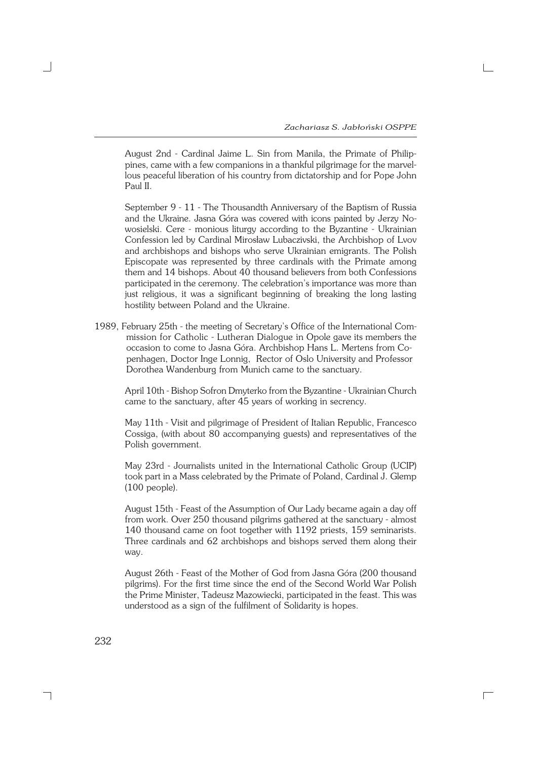August 2nd - Cardinal Jaime L. Sin from Manila, the Primate of Philippines, came with a few companions in a thankful pilgrimage for the marvellous peaceful liberation of his country from dictatorship and for Pope John Paul II.

September 9 - 11 - The Thousandth Anniversary of the Baptism of Russia and the Ukraine. Jasna Góra was covered with icons painted by Jerzy Nowosielski. Cere - monious liturgy according to the Byzantine - Ukrainian Confession led by Cardinal Mirosław Lubaczivski, the Archbishop of Lvov and archbishops and bishops who serve Ukrainian emigrants. The Polish Episcopate was represented by three cardinals with the Primate among them and 14 bishops. About 40 thousand believers from both Confessions participated in the ceremony. The celebration's importance was more than just religious, it was a significant beginning of breaking the long lasting hostility between Poland and the Ukraine.

1989, February 25th - the meeting of Secretary's Office of the International Commission for Catholic - Lutheran Dialogue in Opole gave its members the occasion to come to Jasna Góra. Archbishop Hans L. Mertens from Copenhagen, Doctor Inge Lonnig, Rector of Oslo University and Professor Dorothea Wandenburg from Munich came to the sanctuary.

April 10th - Bishop Sofron Dmyterko from the Byzantine - Ukrainian Church came to the sanctuary, after 45 years of working in secrency.

May 11th - Visit and pilgrimage of President of Italian Republic, Francesco Cossiga, (with about 80 accompanying guests) and representatives of the Polish government.

May 23rd - Journalists united in the International Catholic Group (UCIP) took part in a Mass celebrated by the Primate of Poland, Cardinal J. Glemp (100 people).

August 15th - Feast of the Assumption of Our Lady became again a day off from work. Over 250 thousand pilgrims gathered at the sanctuary - almost 140 thousand came on foot together with 1192 priests, 159 seminarists. Three cardinals and 62 archbishops and bishops served them along their way.

August 26th - Feast of the Mother of God from Jasna Góra (200 thousand pilgrims). For the first time since the end of the Second World War Polish the Prime Minister, Tadeusz Mazowiecki, participated in the feast. This was understood as a sign of the fulfilment of Solidarity is hopes.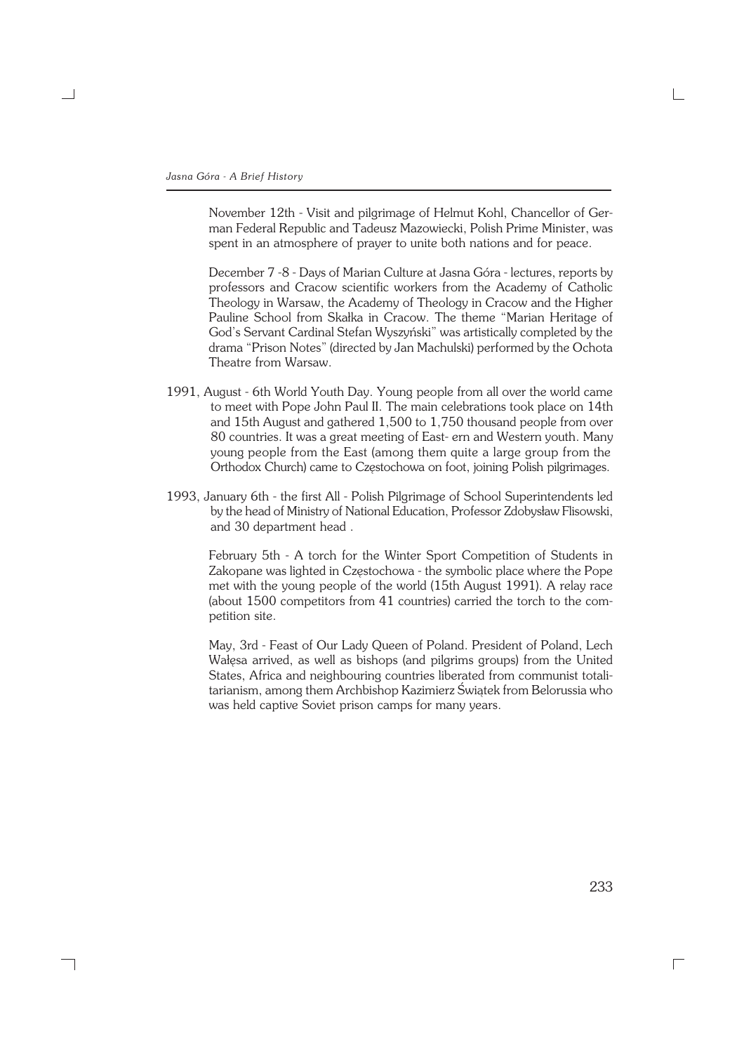November 12th - Visit and pilgrimage of Helmut Kohl, Chancellor of German Federal Republic and Tadeusz Mazowiecki, Polish Prime Minister, was spent in an atmosphere of prayer to unite both nations and for peace.

December 7 -8 - Days of Marian Culture at Jasna Góra - lectures, reports by professors and Cracow scientific workers from the Academy of Catholic Theology in Warsaw, the Academy of Theology in Cracow and the Higher Pauline School from Skałka in Cracow. The theme "Marian Heritage of God's Servant Cardinal Stefan Wyszyński" was artistically completed by the drama "Prison Notes" (directed by Jan Machulski) performed by the Ochota Theatre from Warsaw.

1991, August - 6th World Youth Day. Young people from all over the world came to meet with Pope John Paul II. The main celebrations took place on 14th and 15th August and gathered 1,500 to 1,750 thousand people from over 80 countries. It was a great meeting of East- ern and Western youth. Many young people from the East (among them quite a large group from the Orthodox Church) came to Częstochowa on foot, joining Polish pilgrimages.

1993, January 6th - the first All - Polish Pilgrimage of School Superintendents led by the head of Ministry of National Education, Professor Zdobysław Flisowski, and 30 department head .

February 5th - A torch for the Winter Sport Competition of Students in Zakopane was lighted in Częstochowa - the symbolic place where the Pope met with the young people of the world (15th August 1991). A relay race (about 1500 competitors from 41 countries) carried the torch to the competition site.

May, 3rd - Feast of Our Lady Queen of Poland. President of Poland, Lech Wałęsa arrived, as well as bishops (and pilgrims groups) from the United States, Africa and neighbouring countries liberated from communist totalitarianism, among them Archbishop Kazimierz Świątek from Belorussia who was held captive Soviet prison camps for many years.